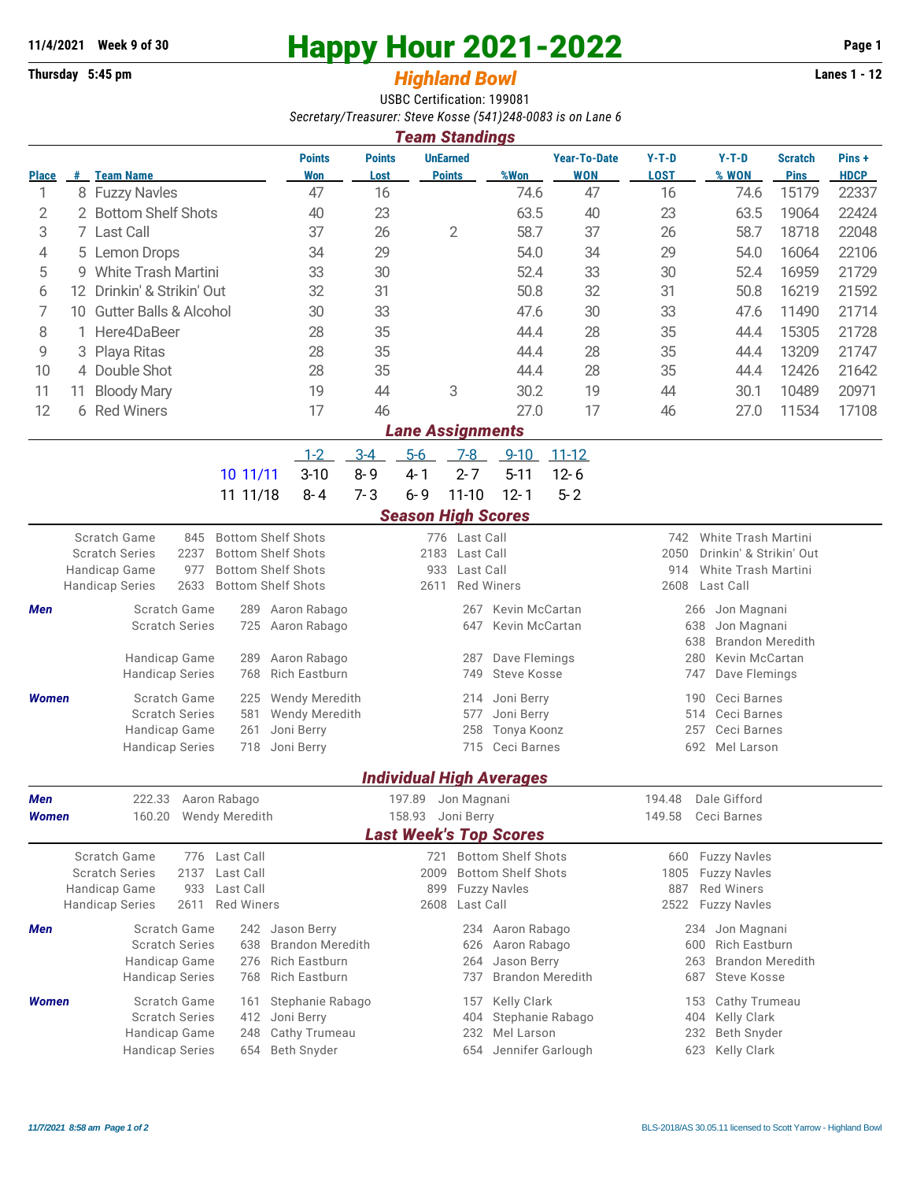11/4/2021 Week 9 of 30

Thursday 5:45 pm

# Happy Hour 2021-2022

## *Highland Bowl*

Lanes 1 - 12

USBC Certification: 199081

*Secretary/Treasurer: Steve Kosse (541)248-0083 is on Lane 6*

### *Team Standings*

| Place | # | Team Name | Points Won | Points Lost | UnEarned Points | %Won | Year-To-Date WON | Y-T-D LOST | Y-T-D % WON | Scratch Pins | Pins + HDCP |
|---|---|---|---|---|---|---|---|---|---|---|---|
| 1 | 8 | Fuzzy Navles | 47 | 16 | | 74.6 | 47 | 16 | 74.6 | 15179 | 22337 |
| 2 | 2 | Bottom Shelf Shots | 40 | 23 | | 63.5 | 40 | 23 | 63.5 | 19064 | 22424 |
| 3 | 7 | Last Call | 37 | 26 | 2 | 58.7 | 37 | 26 | 58.7 | 18718 | 22048 |
| 4 | 5 | Lemon Drops | 34 | 29 | | 54.0 | 34 | 29 | 54.0 | 16064 | 22106 |
| 5 | 9 | White Trash Martini | 33 | 30 | | 52.4 | 33 | 30 | 52.4 | 16959 | 21729 |
| 6 | 12 | Drinkin' & Strikin' Out | 32 | 31 | | 50.8 | 32 | 31 | 50.8 | 16219 | 21592 |
| 7 | 10 | Gutter Balls & Alcohol | 30 | 33 | | 47.6 | 30 | 33 | 47.6 | 11490 | 21714 |
| 8 | 1 | Here4DaBeer | 28 | 35 | | 44.4 | 28 | 35 | 44.4 | 15305 | 21728 |
| 9 | 3 | Playa Ritas | 28 | 35 | | 44.4 | 28 | 35 | 44.4 | 13209 | 21747 |
| 10 | 4 | Double Shot | 28 | 35 | | 44.4 | 28 | 35 | 44.4 | 12426 | 21642 |
| 11 | 11 | Bloody Mary | 19 | 44 | 3 | 30.2 | 19 | 44 | 30.1 | 10489 | 20971 |
| 12 | 6 | Red Winers | 17 | 46 | | 27.0 | 17 | 46 | 27.0 | 11534 | 17108 |

### *Lane Assignments*

| | 1-2 | 3-4 | 5-6 | 7-8 | 9-10 | 11-12 |
|---|---|---|---|---|---|---|
| 10 11/11 | 3-10 | 8-9 | 4-1 | 2-7 | 5-11 | 12-6 |
| 11 11/18 | 8-4 | 7-3 | 6-9 | 11-10 | 12-1 | 5-2 |

### *Season High Scores*

| | | | | | | |
|---|---|---|---|---|---|---|
| Scratch Game | 845 | Bottom Shelf Shots | 776 | Last Call | 742 | White Trash Martini |
| Scratch Series | 2237 | Bottom Shelf Shots | 2183 | Last Call | 2050 | Drinkin' & Strikin' Out |
| Handicap Game | 977 | Bottom Shelf Shots | 933 | Last Call | 914 | White Trash Martini |
| Handicap Series | 2633 | Bottom Shelf Shots | 2611 | Red Winers | 2608 | Last Call |

**Men**

| | | | | | | |
|---|---|---|---|---|---|---|
| Scratch Game | 289 | Aaron Rabago | 267 | Kevin McCartan | 266 | Jon Magnani |
| Scratch Series | 725 | Aaron Rabago | 647 | Kevin McCartan | 638 | Jon Magnani |
| | | | | | 638 | Brandon Meredith |
| Handicap Game | 289 | Aaron Rabago | 287 | Dave Flemings | 280 | Kevin McCartan |
| Handicap Series | 768 | Rich Eastburn | 749 | Steve Kosse | 747 | Dave Flemings |

**Women**

| | | | | | | |
|---|---|---|---|---|---|---|
| Scratch Game | 225 | Wendy Meredith | 214 | Joni Berry | 190 | Ceci Barnes |
| Scratch Series | 581 | Wendy Meredith | 577 | Joni Berry | 514 | Ceci Barnes |
| Handicap Game | 261 | Joni Berry | 258 | Tonya Koonz | 257 | Ceci Barnes |
| Handicap Series | 718 | Joni Berry | 715 | Ceci Barnes | 692 | Mel Larson |

### *Individual High Averages*

| | | | | | | |
|---|---|---|---|---|---|---|
| **Men** | 222.33 | Aaron Rabago | 197.89 | Jon Magnani | 194.48 | Dale Gifford |
| **Women** | 160.20 | Wendy Meredith | 158.93 | Joni Berry | 149.58 | Ceci Barnes |

### *Last Week's Top Scores*

| | | | | | | |
|---|---|---|---|---|---|---|
| Scratch Game | 776 | Last Call | 721 | Bottom Shelf Shots | 660 | Fuzzy Navles |
| Scratch Series | 2137 | Last Call | 2009 | Bottom Shelf Shots | 1805 | Fuzzy Navles |
| Handicap Game | 933 | Last Call | 899 | Fuzzy Navles | 887 | Red Winers |
| Handicap Series | 2611 | Red Winers | 2608 | Last Call | 2522 | Fuzzy Navles |

**Men**

| | | | | | | |
|---|---|---|---|---|---|---|
| Scratch Game | 242 | Jason Berry | 234 | Aaron Rabago | 234 | Jon Magnani |
| Scratch Series | 638 | Brandon Meredith | 626 | Aaron Rabago | 600 | Rich Eastburn |
| Handicap Game | 276 | Rich Eastburn | 264 | Jason Berry | 263 | Brandon Meredith |
| Handicap Series | 768 | Rich Eastburn | 737 | Brandon Meredith | 687 | Steve Kosse |

**Women**

| | | | | | | |
|---|---|---|---|---|---|---|
| Scratch Game | 161 | Stephanie Rabago | 157 | Kelly Clark | 153 | Cathy Trumeau |
| Scratch Series | 412 | Joni Berry | 404 | Stephanie Rabago | 404 | Kelly Clark |
| Handicap Game | 248 | Cathy Trumeau | 232 | Mel Larson | 232 | Beth Snyder |
| Handicap Series | 654 | Beth Snyder | 654 | Jennifer Garlough | 623 | Kelly Clark |

*11/7/2021 8:58 am*

BLS-2018/AS 30.05.11 licensed to Scott Yarrow - Highland Bowl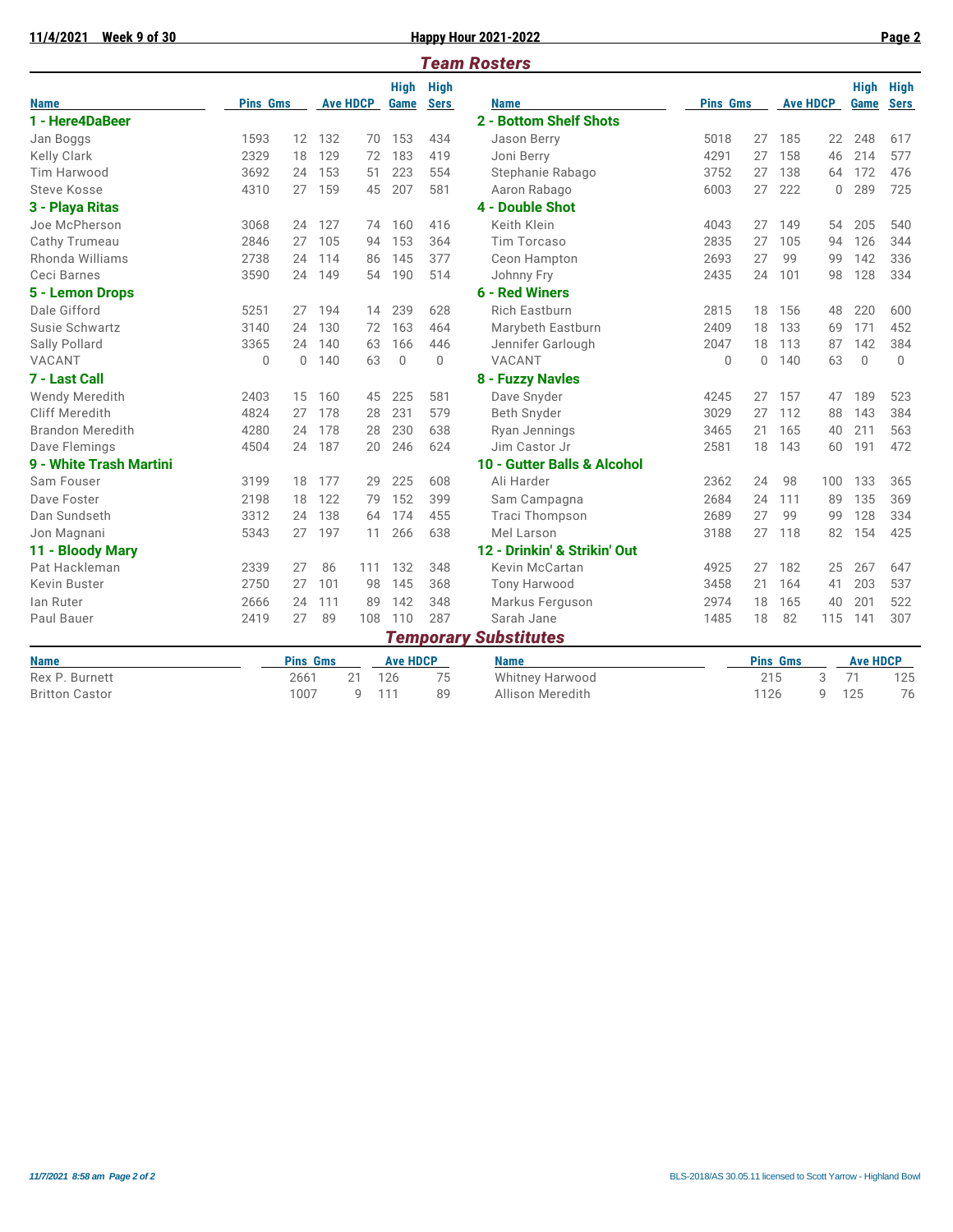## Team Rosters

| Name | Pins | Gms | Ave | HDCP | High Game | High Sers |
|---|---|---|---|---|---|---|
| **1 - Here4DaBeer** | | | | | | |
| Jan Boggs | 1593 | 12 | 132 | 70 | 153 | 434 |
| Kelly Clark | 2329 | 18 | 129 | 72 | 183 | 419 |
| Tim Harwood | 3692 | 24 | 153 | 51 | 223 | 554 |
| Steve Kosse | 4310 | 27 | 159 | 45 | 207 | 581 |
| **2 - Bottom Shelf Shots** | | | | | | |
| Jason Berry | 5018 | 27 | 185 | 22 | 248 | 617 |
| Joni Berry | 4291 | 27 | 158 | 46 | 214 | 577 |
| Stephanie Rabago | 3752 | 27 | 138 | 64 | 172 | 476 |
| Aaron Rabago | 6003 | 27 | 222 | 0 | 289 | 725 |
| **3 - Playa Ritas** | | | | | | |
| Joe McPherson | 3068 | 24 | 127 | 74 | 160 | 416 |
| Cathy Trumeau | 2846 | 27 | 105 | 94 | 153 | 364 |
| Rhonda Williams | 2738 | 24 | 114 | 86 | 145 | 377 |
| Ceci Barnes | 3590 | 24 | 149 | 54 | 190 | 514 |
| **4 - Double Shot** | | | | | | |
| Keith Klein | 4043 | 27 | 149 | 54 | 205 | 540 |
| Tim Torcaso | 2835 | 27 | 105 | 94 | 126 | 344 |
| Ceon Hampton | 2693 | 27 | 99 | 99 | 142 | 336 |
| Johnny Fry | 2435 | 24 | 101 | 98 | 128 | 334 |
| **5 - Lemon Drops** | | | | | | |
| Dale Gifford | 5251 | 27 | 194 | 14 | 239 | 628 |
| Susie Schwartz | 3140 | 24 | 130 | 72 | 163 | 464 |
| Sally Pollard | 3365 | 24 | 140 | 63 | 166 | 446 |
| VACANT | 0 | 0 | 140 | 63 | 0 | 0 |
| **6 - Red Winers** | | | | | | |
| Rich Eastburn | 2815 | 18 | 156 | 48 | 220 | 600 |
| Marybeth Eastburn | 2409 | 18 | 133 | 69 | 171 | 452 |
| Jennifer Garlough | 2047 | 18 | 113 | 87 | 142 | 384 |
| VACANT | 0 | 0 | 140 | 63 | 0 | 0 |
| **7 - Last Call** | | | | | | |
| Wendy Meredith | 2403 | 15 | 160 | 45 | 225 | 581 |
| Cliff Meredith | 4824 | 27 | 178 | 28 | 231 | 579 |
| Brandon Meredith | 4280 | 24 | 178 | 28 | 230 | 638 |
| Dave Flemings | 4504 | 24 | 187 | 20 | 246 | 624 |
| **8 - Fuzzy Navles** | | | | | | |
| Dave Snyder | 4245 | 27 | 157 | 47 | 189 | 523 |
| Beth Snyder | 3029 | 27 | 112 | 88 | 143 | 384 |
| Ryan Jennings | 3465 | 21 | 165 | 40 | 211 | 563 |
| Jim Castor Jr | 2581 | 18 | 143 | 60 | 191 | 472 |
| **9 - White Trash Martini** | | | | | | |
| Sam Fouser | 3199 | 18 | 177 | 29 | 225 | 608 |
| Dave Foster | 2198 | 18 | 122 | 79 | 152 | 399 |
| Dan Sundseth | 3312 | 24 | 138 | 64 | 174 | 455 |
| Jon Magnani | 5343 | 27 | 197 | 11 | 266 | 638 |
| **10 - Gutter Balls & Alcohol** | | | | | | |
| Ali Harder | 2362 | 24 | 98 | 100 | 133 | 365 |
| Sam Campagna | 2684 | 24 | 111 | 89 | 135 | 369 |
| Traci Thompson | 2689 | 27 | 99 | 99 | 128 | 334 |
| Mel Larson | 3188 | 27 | 118 | 82 | 154 | 425 |
| **11 - Bloody Mary** | | | | | | |
| Pat Hackleman | 2339 | 27 | 86 | 111 | 132 | 348 |
| Kevin Buster | 2750 | 27 | 101 | 98 | 145 | 368 |
| Ian Ruter | 2666 | 24 | 111 | 89 | 142 | 348 |
| Paul Bauer | 2419 | 27 | 89 | 108 | 110 | 287 |
| **12 - Drinkin' & Strikin' Out** | | | | | | |
| Kevin McCartan | 4925 | 27 | 182 | 25 | 267 | 647 |
| Tony Harwood | 3458 | 21 | 164 | 41 | 203 | 537 |
| Markus Ferguson | 2974 | 18 | 165 | 40 | 201 | 522 |
| Sarah Jane | 1485 | 18 | 82 | 115 | 141 | 307 |

## Temporary Substitutes

| Name | Pins | Gms | Ave | HDCP |
|---|---|---|---|---|
| Rex P. Burnett | 2661 | 21 | 126 | 75 |
| Britton Castor | 1007 | 9 | 111 | 89 |
| Whitney Harwood | 215 | 3 | 71 | 125 |
| Allison Meredith | 1126 | 9 | 125 | 76 |